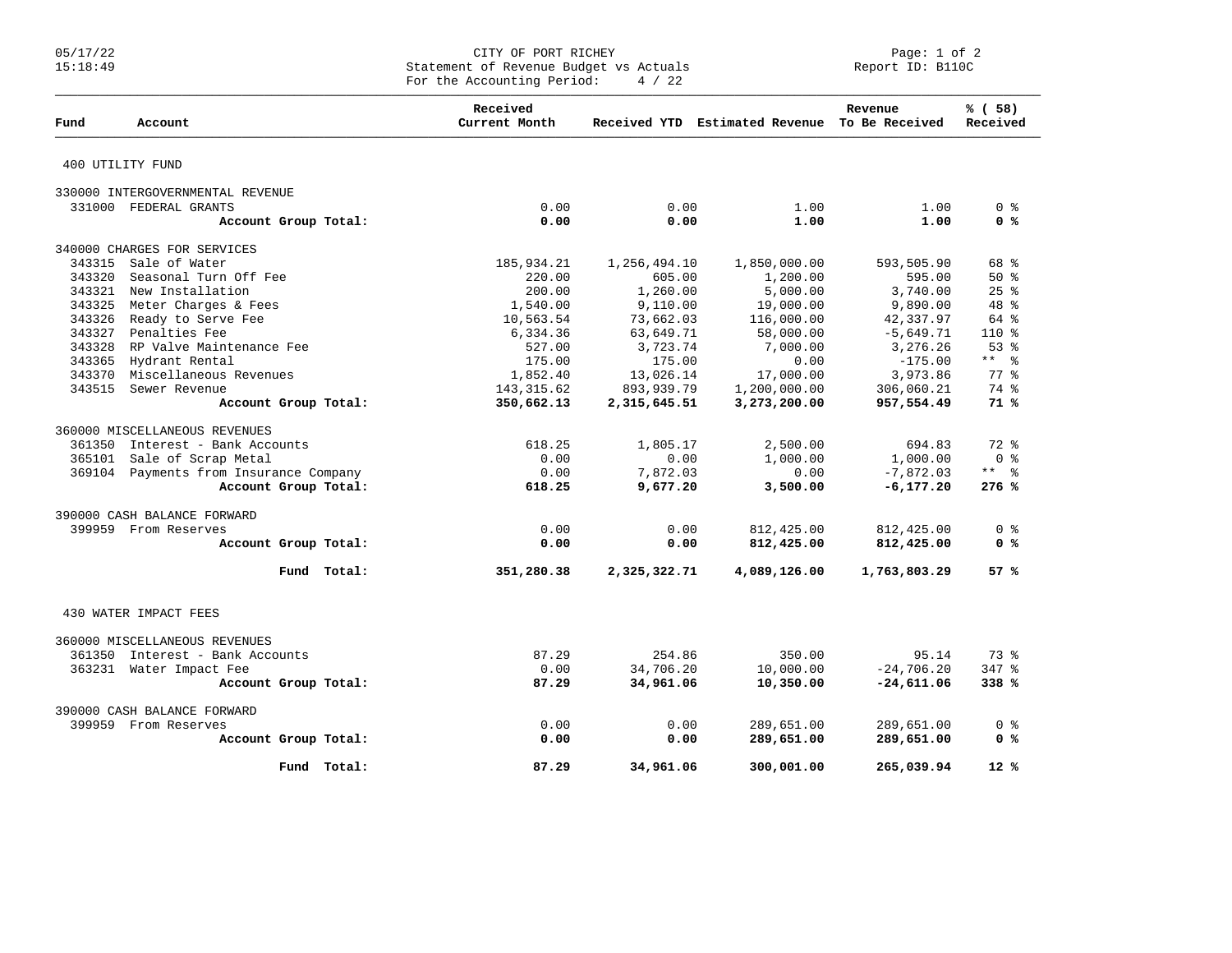# CITY OF PORT RICHEY

Statement of Revenue Budget vs Actuals

For the Accounting Period: 4 / 22

05/17/22 15:18:49 — Report ID: B110C

| Fund | Account | Received Current Month | Received YTD | Estimated Revenue | Revenue To Be Received | % ( 58) Received |
|---|---|---|---|---|---|---|
| **400 UTILITY FUND** | | | | | | |
| 330000 INTERGOVERNMENTAL REVENUE | | | | | | |
| 331000 | FEDERAL GRANTS | 0.00 | 0.00 | 1.00 | 1.00 | 0 % |
| | **Account Group Total:** | **0.00** | **0.00** | **1.00** | **1.00** | **0 %** |
| 340000 CHARGES FOR SERVICES | | | | | | |
| 343315 | Sale of Water | 185,934.21 | 1,256,494.10 | 1,850,000.00 | 593,505.90 | 68 % |
| 343320 | Seasonal Turn Off Fee | 220.00 | 605.00 | 1,200.00 | 595.00 | 50 % |
| 343321 | New Installation | 200.00 | 1,260.00 | 5,000.00 | 3,740.00 | 25 % |
| 343325 | Meter Charges & Fees | 1,540.00 | 9,110.00 | 19,000.00 | 9,890.00 | 48 % |
| 343326 | Ready to Serve Fee | 10,563.54 | 73,662.03 | 116,000.00 | 42,337.97 | 64 % |
| 343327 | Penalties Fee | 6,334.36 | 63,649.71 | 58,000.00 | -5,649.71 | 110 % |
| 343328 | RP Valve Maintenance Fee | 527.00 | 3,723.74 | 7,000.00 | 3,276.26 | 53 % |
| 343365 | Hydrant Rental | 175.00 | 175.00 | 0.00 | -175.00 | ** % |
| 343370 | Miscellaneous Revenues | 1,852.40 | 13,026.14 | 17,000.00 | 3,973.86 | 77 % |
| 343515 | Sewer Revenue | 143,315.62 | 893,939.79 | 1,200,000.00 | 306,060.21 | 74 % |
| | **Account Group Total:** | **350,662.13** | **2,315,645.51** | **3,273,200.00** | **957,554.49** | **71 %** |
| 360000 MISCELLANEOUS REVENUES | | | | | | |
| 361350 | Interest - Bank Accounts | 618.25 | 1,805.17 | 2,500.00 | 694.83 | 72 % |
| 365101 | Sale of Scrap Metal | 0.00 | 0.00 | 1,000.00 | 1,000.00 | 0 % |
| 369104 | Payments from Insurance Company | 0.00 | 7,872.03 | 0.00 | -7,872.03 | ** % |
| | **Account Group Total:** | **618.25** | **9,677.20** | **3,500.00** | **-6,177.20** | **276 %** |
| 390000 CASH BALANCE FORWARD | | | | | | |
| 399959 | From Reserves | 0.00 | 0.00 | 812,425.00 | 812,425.00 | 0 % |
| | **Account Group Total:** | **0.00** | **0.00** | **812,425.00** | **812,425.00** | **0 %** |
| | **Fund Total:** | **351,280.38** | **2,325,322.71** | **4,089,126.00** | **1,763,803.29** | **57 %** |
| **430 WATER IMPACT FEES** | | | | | | |
| 360000 MISCELLANEOUS REVENUES | | | | | | |
| 361350 | Interest - Bank Accounts | 87.29 | 254.86 | 350.00 | 95.14 | 73 % |
| 363231 | Water Impact Fee | 0.00 | 34,706.20 | 10,000.00 | -24,706.20 | 347 % |
| | **Account Group Total:** | **87.29** | **34,961.06** | **10,350.00** | **-24,611.06** | **338 %** |
| 390000 CASH BALANCE FORWARD | | | | | | |
| 399959 | From Reserves | 0.00 | 0.00 | 289,651.00 | 289,651.00 | 0 % |
| | **Account Group Total:** | **0.00** | **0.00** | **289,651.00** | **289,651.00** | **0 %** |
| | **Fund Total:** | **87.29** | **34,961.06** | **300,001.00** | **265,039.94** | **12 %** |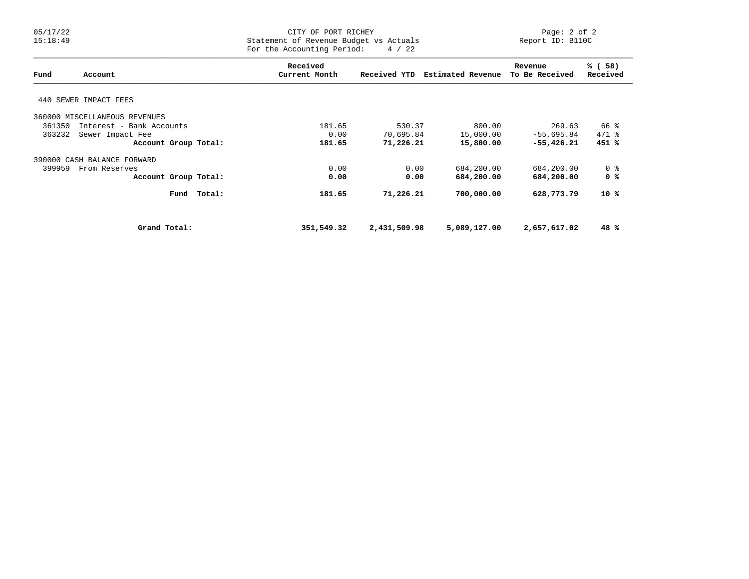CITY OF PORT RICHEY
Statement of Revenue Budget vs Actuals
For the Accounting Period: 4 / 22

Report ID: B110C

| Fund | Account | Received Current Month | Received YTD | Estimated Revenue | Revenue To Be Received | % ( 58) Received |
|---|---|---|---|---|---|---|
| 440 SEWER IMPACT FEES | | | | | | |
| 360000 MISCELLANEOUS REVENUES | | | | | | |
| 361350 | Interest - Bank Accounts | 181.65 | 530.37 | 800.00 | 269.63 | 66 % |
| 363232 | Sewer Impact Fee | 0.00 | 70,695.84 | 15,000.00 | -55,695.84 | 471 % |
| | **Account Group Total:** | **181.65** | **71,226.21** | **15,800.00** | **-55,426.21** | **451 %** |
| 390000 CASH BALANCE FORWARD | | | | | | |
| 399959 | From Reserves | 0.00 | 0.00 | 684,200.00 | 684,200.00 | 0 % |
| | **Account Group Total:** | **0.00** | **0.00** | **684,200.00** | **684,200.00** | **0 %** |
| | **Fund Total:** | **181.65** | **71,226.21** | **700,000.00** | **628,773.79** | **10 %** |
| | **Grand Total:** | **351,549.32** | **2,431,509.98** | **5,089,127.00** | **2,657,617.02** | **48 %** |